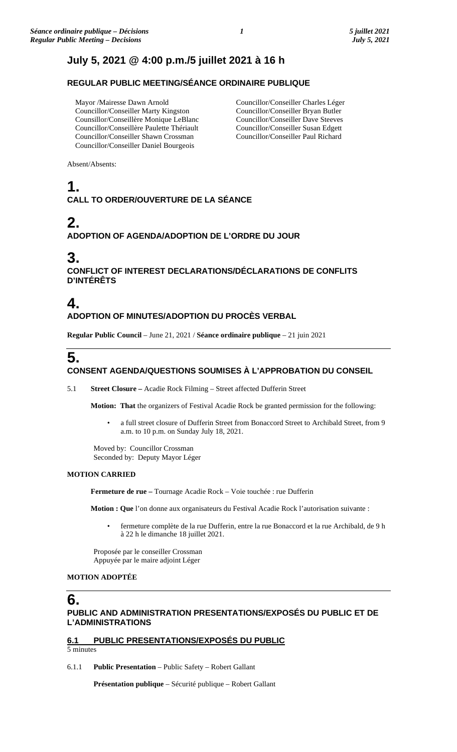# July 5, 2021 @ 4:00 p.m./5 juillet 2021 à 16 h

## REGULAR PUBLIC MEETING/SÉANCE ORDINAIRE PUBLIQUE

Mayor /Mairesse Dawn Arnold
Councillor/Conseiller Marty Kingston
Counsillor/Conseillère Monique LeBlanc
Councillor/Conseillère Paulette Thériault
Councillor/Conseiller Shawn Crossman
Councillor/Conseiller Daniel Bourgeois
Councillor/Conseiller Charles Léger
Councillor/Conseiller Bryan Butler
Councillor/Conseiller Dave Steeves
Councillor/Conseiller Susan Edgett
Councillor/Conseiller Paul Richard

Absent/Absents:

# 1.
## CALL TO ORDER/OUVERTURE DE LA SÉANCE

# 2.
## ADOPTION OF AGENDA/ADOPTION DE L'ORDRE DU JOUR

# 3.
## CONFLICT OF INTEREST DECLARATIONS/DÉCLARATIONS DE CONFLITS D'INTÉRÊTS

# 4.
## ADOPTION OF MINUTES/ADOPTION DU PROCÈS VERBAL

**Regular Public Council** – June 21, 2021 / **Séance ordinaire publique** – 21 juin 2021

# 5.
## CONSENT AGENDA/QUESTIONS SOUMISES À L'APPROBATION DU CONSEIL

5.1 **Street Closure –** Acadie Rock Filming – Street affected Dufferin Street

**Motion: That** the organizers of Festival Acadie Rock be granted permission for the following:

- a full street closure of Dufferin Street from Bonaccord Street to Archibald Street, from 9 a.m. to 10 p.m. on Sunday July 18, 2021.

Moved by: Councillor Crossman
Seconded by: Deputy Mayor Léger

**MOTION CARRIED**

**Fermeture de rue –** Tournage Acadie Rock – Voie touchée : rue Dufferin

**Motion : Que** l'on donne aux organisateurs du Festival Acadie Rock l'autorisation suivante :

- fermeture complète de la rue Dufferin, entre la rue Bonaccord et la rue Archibald, de 9 h à 22 h le dimanche 18 juillet 2021.

Proposée par le conseiller Crossman
Appuyée par le maire adjoint Léger

**MOTION ADOPTÉE**

# 6.
## PUBLIC AND ADMINISTRATION PRESENTATIONS/EXPOSÉS DU PUBLIC ET DE L'ADMINISTRATIONS

### 6.1 PUBLIC PRESENTATIONS/EXPOSÉS DU PUBLIC

5 minutes

6.1.1 **Public Presentation** – Public Safety – Robert Gallant

**Présentation publique** – Sécurité publique – Robert Gallant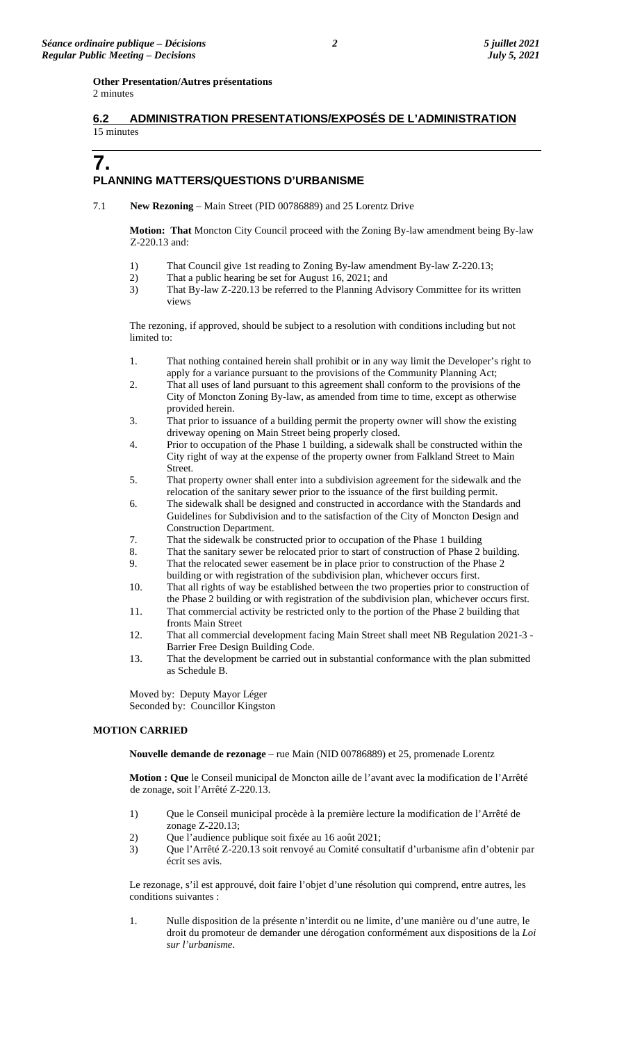**Other Presentation/Autres présentations**
2 minutes

## 6.2 ADMINISTRATION PRESENTATIONS/EXPOSÉS DE L'ADMINISTRATION

15 minutes

# 7. PLANNING MATTERS/QUESTIONS D'URBANISME

7.1 **New Rezoning** – Main Street (PID 00786889) and 25 Lorentz Drive

**Motion: That** Moncton City Council proceed with the Zoning By-law amendment being By-law Z-220.13 and:

1) That Council give 1st reading to Zoning By-law amendment By-law Z-220.13;
2) That a public hearing be set for August 16, 2021; and
3) That By-law Z-220.13 be referred to the Planning Advisory Committee for its written views

The rezoning, if approved, should be subject to a resolution with conditions including but not limited to:

1. That nothing contained herein shall prohibit or in any way limit the Developer's right to apply for a variance pursuant to the provisions of the Community Planning Act;
2. That all uses of land pursuant to this agreement shall conform to the provisions of the City of Moncton Zoning By-law, as amended from time to time, except as otherwise provided herein.
3. That prior to issuance of a building permit the property owner will show the existing driveway opening on Main Street being properly closed.
4. Prior to occupation of the Phase 1 building, a sidewalk shall be constructed within the City right of way at the expense of the property owner from Falkland Street to Main Street.
5. That property owner shall enter into a subdivision agreement for the sidewalk and the relocation of the sanitary sewer prior to the issuance of the first building permit.
6. The sidewalk shall be designed and constructed in accordance with the Standards and Guidelines for Subdivision and to the satisfaction of the City of Moncton Design and Construction Department.
7. That the sidewalk be constructed prior to occupation of the Phase 1 building
8. That the sanitary sewer be relocated prior to start of construction of Phase 2 building.
9. That the relocated sewer easement be in place prior to construction of the Phase 2 building or with registration of the subdivision plan, whichever occurs first.
10. That all rights of way be established between the two properties prior to construction of the Phase 2 building or with registration of the subdivision plan, whichever occurs first.
11. That commercial activity be restricted only to the portion of the Phase 2 building that fronts Main Street
12. That all commercial development facing Main Street shall meet NB Regulation 2021-3 - Barrier Free Design Building Code.
13. That the development be carried out in substantial conformance with the plan submitted as Schedule B.

Moved by: Deputy Mayor Léger
Seconded by: Councillor Kingston

**MOTION CARRIED**

**Nouvelle demande de rezonage** – rue Main (NID 00786889) et 25, promenade Lorentz

**Motion : Que** le Conseil municipal de Moncton aille de l'avant avec la modification de l'Arrêté de zonage, soit l'Arrêté Z-220.13.

1) Que le Conseil municipal procède à la première lecture la modification de l'Arrêté de zonage Z-220.13;
2) Que l'audience publique soit fixée au 16 août 2021;
3) Que l'Arrêté Z-220.13 soit renvoyé au Comité consultatif d'urbanisme afin d'obtenir par écrit ses avis.

Le rezonage, s'il est approuvé, doit faire l'objet d'une résolution qui comprend, entre autres, les conditions suivantes :

1. Nulle disposition de la présente n'interdit ou ne limite, d'une manière ou d'une autre, le droit du promoteur de demander une dérogation conformément aux dispositions de la *Loi sur l'urbanisme*.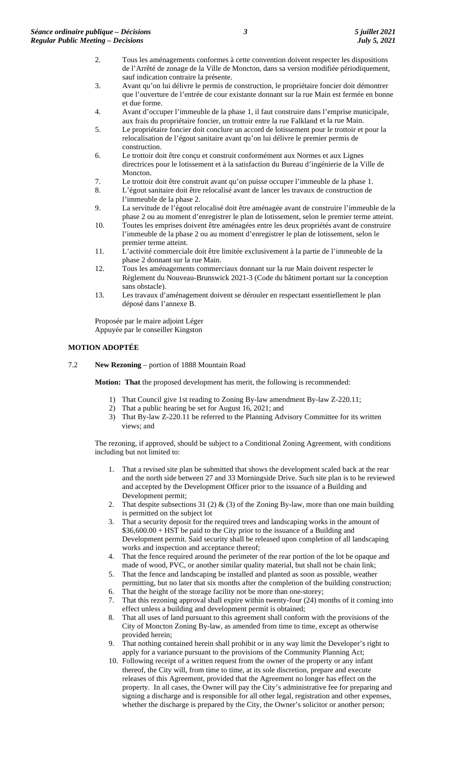2. Tous les aménagements conformes à cette convention doivent respecter les dispositions de l'Arrêté de zonage de la Ville de Moncton, dans sa version modifiée périodiquement, sauf indication contraire la présente.
3. Avant qu'on lui délivre le permis de construction, le propriétaire foncier doit démontrer que l'ouverture de l'entrée de cour existante donnant sur la rue Main est fermée en bonne et due forme.
4. Avant d'occuper l'immeuble de la phase 1, il faut construire dans l'emprise municipale, aux frais du propriétaire foncier, un trottoir entre la rue Falkland et la rue Main.
5. Le propriétaire foncier doit conclure un accord de lotissement pour le trottoir et pour la relocalisation de l'égout sanitaire avant qu'on lui délivre le premier permis de construction.
6. Le trottoir doit être conçu et construit conformément aux Normes et aux Lignes directrices pour le lotissement et à la satisfaction du Bureau d'ingénierie de la Ville de Moncton.
7. Le trottoir doit être construit avant qu'on puisse occuper l'immeuble de la phase 1.
8. L'égout sanitaire doit être relocalisé avant de lancer les travaux de construction de l'immeuble de la phase 2.
9. La servitude de l'égout relocalisé doit être aménagée avant de construire l'immeuble de la phase 2 ou au moment d'enregistrer le plan de lotissement, selon le premier terme atteint.
10. Toutes les emprises doivent être aménagées entre les deux propriétés avant de construire l'immeuble de la phase 2 ou au moment d'enregistrer le plan de lotissement, selon le premier terme atteint.
11. L'activité commerciale doit être limitée exclusivement à la partie de l'immeuble de la phase 2 donnant sur la rue Main.
12. Tous les aménagements commerciaux donnant sur la rue Main doivent respecter le Règlement du Nouveau-Brunswick 2021-3 (Code du bâtiment portant sur la conception sans obstacle).
13. Les travaux d'aménagement doivent se dérouler en respectant essentiellement le plan déposé dans l'annexe B.

Proposée par le maire adjoint Léger
Appuyée par le conseiller Kingston

**MOTION ADOPTÉE**

7.2 **New Rezoning** – portion of 1888 Mountain Road

**Motion: That** the proposed development has merit, the following is recommended:

1) That Council give 1st reading to Zoning By-law amendment By-law Z-220.11;
2) That a public hearing be set for August 16, 2021; and
3) That By-law Z-220.11 be referred to the Planning Advisory Committee for its written views; and

The rezoning, if approved, should be subject to a Conditional Zoning Agreement, with conditions including but not limited to:

1. That a revised site plan be submitted that shows the development scaled back at the rear and the north side between 27 and 33 Morningside Drive. Such site plan is to be reviewed and accepted by the Development Officer prior to the issuance of a Building and Development permit;
2. That despite subsections 31 (2) & (3) of the Zoning By-law, more than one main building is permitted on the subject lot
3. That a security deposit for the required trees and landscaping works in the amount of $36,600.00 + HST be paid to the City prior to the issuance of a Building and Development permit. Said security shall be released upon completion of all landscaping works and inspection and acceptance thereof;
4. That the fence required around the perimeter of the rear portion of the lot be opaque and made of wood, PVC, or another similar quality material, but shall not be chain link;
5. That the fence and landscaping be installed and planted as soon as possible, weather permitting, but no later that six months after the completion of the building construction;
6. That the height of the storage facility not be more than one-storey;
7. That this rezoning approval shall expire within twenty-four (24) months of it coming into effect unless a building and development permit is obtained;
8. That all uses of land pursuant to this agreement shall conform with the provisions of the City of Moncton Zoning By-law, as amended from time to time, except as otherwise provided herein;
9. That nothing contained herein shall prohibit or in any way limit the Developer's right to apply for a variance pursuant to the provisions of the Community Planning Act;
10. Following receipt of a written request from the owner of the property or any infant thereof, the City will, from time to time, at its sole discretion, prepare and execute releases of this Agreement, provided that the Agreement no longer has effect on the property. In all cases, the Owner will pay the City's administrative fee for preparing and signing a discharge and is responsible for all other legal, registration and other expenses, whether the discharge is prepared by the City, the Owner's solicitor or another person;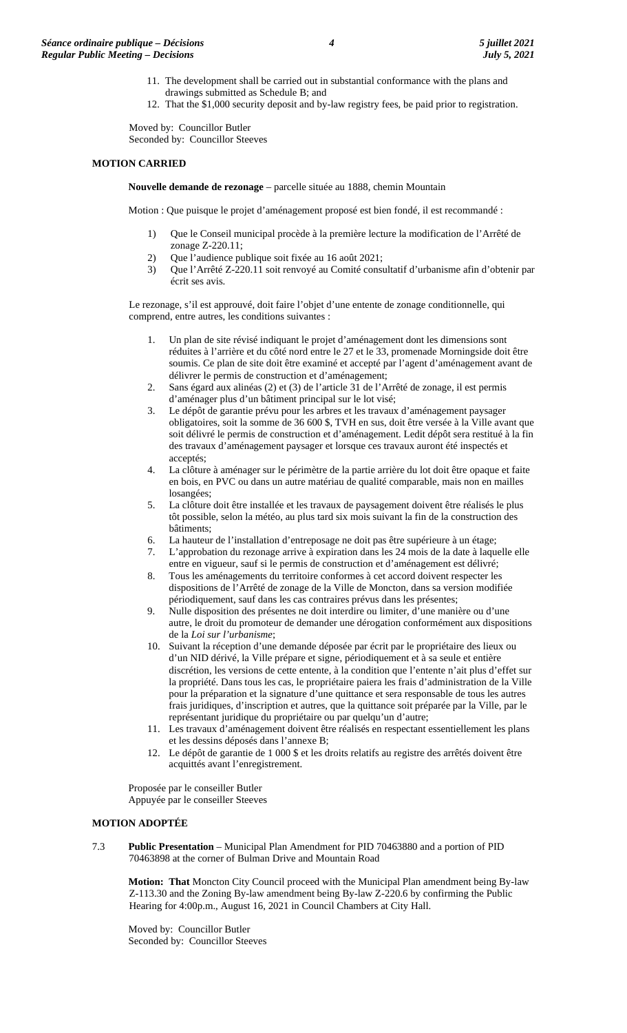11. The development shall be carried out in substantial conformance with the plans and drawings submitted as Schedule B; and
12. That the $1,000 security deposit and by-law registry fees, be paid prior to registration.

Moved by: Councillor Butler
Seconded by: Councillor Steeves

**MOTION CARRIED**

**Nouvelle demande de rezonage** – parcelle située au 1888, chemin Mountain

Motion : Que puisque le projet d'aménagement proposé est bien fondé, il est recommandé :

1) Que le Conseil municipal procède à la première lecture la modification de l'Arrêté de zonage Z-220.11;
2) Que l'audience publique soit fixée au 16 août 2021;
3) Que l'Arrêté Z-220.11 soit renvoyé au Comité consultatif d'urbanisme afin d'obtenir par écrit ses avis.

Le rezonage, s'il est approuvé, doit faire l'objet d'une entente de zonage conditionnelle, qui comprend, entre autres, les conditions suivantes :

1. Un plan de site révisé indiquant le projet d'aménagement dont les dimensions sont réduites à l'arrière et du côté nord entre le 27 et le 33, promenade Morningside doit être soumis. Ce plan de site doit être examiné et accepté par l'agent d'aménagement avant de délivrer le permis de construction et d'aménagement;
2. Sans égard aux alinéas (2) et (3) de l'article 31 de l'Arrêté de zonage, il est permis d'aménager plus d'un bâtiment principal sur le lot visé;
3. Le dépôt de garantie prévu pour les arbres et les travaux d'aménagement paysager obligatoires, soit la somme de 36 600 $, TVH en sus, doit être versée à la Ville avant que soit délivré le permis de construction et d'aménagement. Ledit dépôt sera restitué à la fin des travaux d'aménagement paysager et lorsque ces travaux auront été inspectés et acceptés;
4. La clôture à aménager sur le périmètre de la partie arrière du lot doit être opaque et faite en bois, en PVC ou dans un autre matériau de qualité comparable, mais non en mailles losangées;
5. La clôture doit être installée et les travaux de paysagement doivent être réalisés le plus tôt possible, selon la météo, au plus tard six mois suivant la fin de la construction des bâtiments;
6. La hauteur de l'installation d'entreposage ne doit pas être supérieure à un étage;
7. L'approbation du rezonage arrive à expiration dans les 24 mois de la date à laquelle elle entre en vigueur, sauf si le permis de construction et d'aménagement est délivré;
8. Tous les aménagements du territoire conformes à cet accord doivent respecter les dispositions de l'Arrêté de zonage de la Ville de Moncton, dans sa version modifiée périodiquement, sauf dans les cas contraires prévus dans les présentes;
9. Nulle disposition des présentes ne doit interdire ou limiter, d'une manière ou d'une autre, le droit du promoteur de demander une dérogation conformément aux dispositions de la *Loi sur l'urbanisme*;
10. Suivant la réception d'une demande déposée par écrit par le propriétaire des lieux ou d'un NID dérivé, la Ville prépare et signe, périodiquement et à sa seule et entière discrétion, les versions de cette entente, à la condition que l'entente n'ait plus d'effet sur la propriété. Dans tous les cas, le propriétaire paiera les frais d'administration de la Ville pour la préparation et la signature d'une quittance et sera responsable de tous les autres frais juridiques, d'inscription et autres, que la quittance soit préparée par la Ville, par le représentant juridique du propriétaire ou par quelqu'un d'autre;
11. Les travaux d'aménagement doivent être réalisés en respectant essentiellement les plans et les dessins déposés dans l'annexe B;
12. Le dépôt de garantie de 1 000 $ et les droits relatifs au registre des arrêtés doivent être acquittés avant l'enregistrement.

Proposée par le conseiller Butler
Appuyée par le conseiller Steeves

**MOTION ADOPTÉE**

7.3 **Public Presentation** – Municipal Plan Amendment for PID 70463880 and a portion of PID 70463898 at the corner of Bulman Drive and Mountain Road

**Motion: That** Moncton City Council proceed with the Municipal Plan amendment being By-law Z-113.30 and the Zoning By-law amendment being By-law Z-220.6 by confirming the Public Hearing for 4:00p.m., August 16, 2021 in Council Chambers at City Hall.

Moved by: Councillor Butler
Seconded by: Councillor Steeves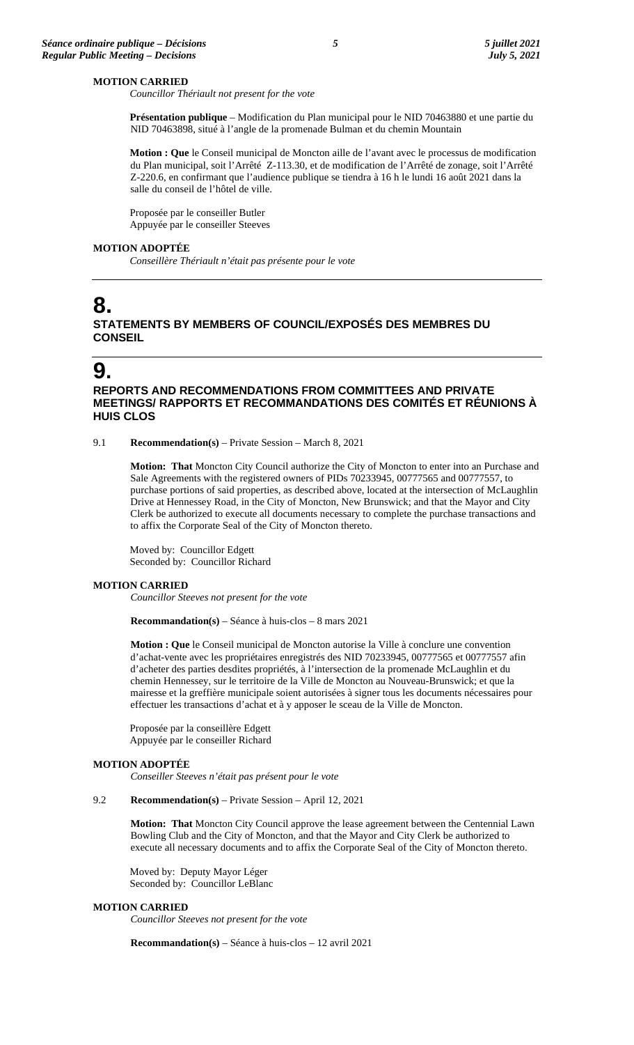**MOTION CARRIED**

*Councillor Thériault not present for the vote*

**Présentation publique** – Modification du Plan municipal pour le NID 70463880 et une partie du NID 70463898, situé à l'angle de la promenade Bulman et du chemin Mountain

**Motion : Que** le Conseil municipal de Moncton aille de l'avant avec le processus de modification du Plan municipal, soit l'Arrêté Z-113.30, et de modification de l'Arrêté de zonage, soit l'Arrêté Z-220.6, en confirmant que l'audience publique se tiendra à 16 h le lundi 16 août 2021 dans la salle du conseil de l'hôtel de ville.

Proposée par le conseiller Butler
Appuyée par le conseiller Steeves

**MOTION ADOPTÉE**

*Conseillère Thériault n'était pas présente pour le vote*

# 8.

## STATEMENTS BY MEMBERS OF COUNCIL/EXPOSÉS DES MEMBRES DU CONSEIL

# 9.

## REPORTS AND RECOMMENDATIONS FROM COMMITTEES AND PRIVATE MEETINGS/ RAPPORTS ET RECOMMANDATIONS DES COMITÉS ET RÉUNIONS À HUIS CLOS

9.1 **Recommendation(s)** – Private Session – March 8, 2021

**Motion: That** Moncton City Council authorize the City of Moncton to enter into an Purchase and Sale Agreements with the registered owners of PIDs 70233945, 00777565 and 00777557, to purchase portions of said properties, as described above, located at the intersection of McLaughlin Drive at Hennessey Road, in the City of Moncton, New Brunswick; and that the Mayor and City Clerk be authorized to execute all documents necessary to complete the purchase transactions and to affix the Corporate Seal of the City of Moncton thereto.

Moved by: Councillor Edgett
Seconded by: Councillor Richard

**MOTION CARRIED**

*Councillor Steeves not present for the vote*

**Recommandation(s)** – Séance à huis-clos – 8 mars 2021

**Motion : Que** le Conseil municipal de Moncton autorise la Ville à conclure une convention d'achat-vente avec les propriétaires enregistrés des NID 70233945, 00777565 et 00777557 afin d'acheter des parties desdites propriétés, à l'intersection de la promenade McLaughlin et du chemin Hennessey, sur le territoire de la Ville de Moncton au Nouveau-Brunswick; et que la mairesse et la greffière municipale soient autorisées à signer tous les documents nécessaires pour effectuer les transactions d'achat et à y apposer le sceau de la Ville de Moncton.

Proposée par la conseillère Edgett
Appuyée par le conseiller Richard

**MOTION ADOPTÉE**

*Conseiller Steeves n'était pas présent pour le vote*

9.2 **Recommendation(s)** – Private Session – April 12, 2021

**Motion: That** Moncton City Council approve the lease agreement between the Centennial Lawn Bowling Club and the City of Moncton, and that the Mayor and City Clerk be authorized to execute all necessary documents and to affix the Corporate Seal of the City of Moncton thereto.

Moved by: Deputy Mayor Léger
Seconded by: Councillor LeBlanc

**MOTION CARRIED**

*Councillor Steeves not present for the vote*

**Recommandation(s)** – Séance à huis-clos – 12 avril 2021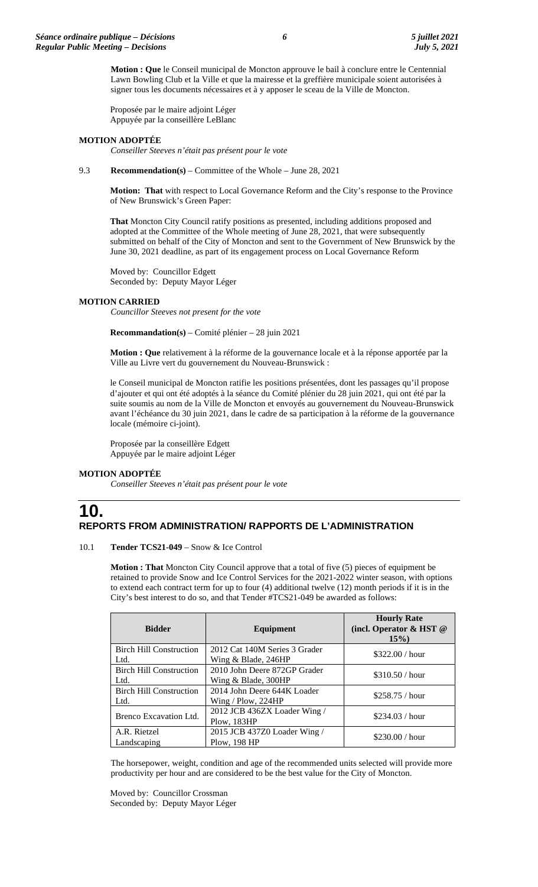**Motion : Que** le Conseil municipal de Moncton approuve le bail à conclure entre le Centennial Lawn Bowling Club et la Ville et que la mairesse et la greffière municipale soient autorisées à signer tous les documents nécessaires et à y apposer le sceau de la Ville de Moncton.

Proposée par le maire adjoint Léger
Appuyée par la conseillère LeBlanc

**MOTION ADOPTÉE**
*Conseiller Steeves n'était pas présent pour le vote*

9.3 **Recommendation(s)** – Committee of the Whole – June 28, 2021

**Motion: That** with respect to Local Governance Reform and the City's response to the Province of New Brunswick's Green Paper:

**That** Moncton City Council ratify positions as presented, including additions proposed and adopted at the Committee of the Whole meeting of June 28, 2021, that were subsequently submitted on behalf of the City of Moncton and sent to the Government of New Brunswick by the June 30, 2021 deadline, as part of its engagement process on Local Governance Reform

Moved by: Councillor Edgett
Seconded by: Deputy Mayor Léger

**MOTION CARRIED**
*Councillor Steeves not present for the vote*

**Recommandation(s)** – Comité plénier – 28 juin 2021

**Motion : Que** relativement à la réforme de la gouvernance locale et à la réponse apportée par la Ville au Livre vert du gouvernement du Nouveau-Brunswick :

le Conseil municipal de Moncton ratifie les positions présentées, dont les passages qu'il propose d'ajouter et qui ont été adoptés à la séance du Comité plénier du 28 juin 2021, qui ont été par la suite soumis au nom de la Ville de Moncton et envoyés au gouvernement du Nouveau-Brunswick avant l'échéance du 30 juin 2021, dans le cadre de sa participation à la réforme de la gouvernance locale (mémoire ci-joint).

Proposée par la conseillère Edgett
Appuyée par le maire adjoint Léger

**MOTION ADOPTÉE**
*Conseiller Steeves n'était pas présent pour le vote*

# 10. REPORTS FROM ADMINISTRATION/ RAPPORTS DE L'ADMINISTRATION

10.1 **Tender TCS21-049** – Snow & Ice Control

**Motion : That** Moncton City Council approve that a total of five (5) pieces of equipment be retained to provide Snow and Ice Control Services for the 2021-2022 winter season, with options to extend each contract term for up to four (4) additional twelve (12) month periods if it is in the City's best interest to do so, and that Tender #TCS21-049 be awarded as follows:

| Bidder | Equipment | Hourly Rate (incl. Operator & HST @ 15%) |
|---|---|---|
| Birch Hill Construction Ltd. | 2012 Cat 140M Series 3 Grader Wing & Blade, 246HP | $322.00 / hour |
| Birch Hill Construction Ltd. | 2010 John Deere 872GP Grader Wing & Blade, 300HP | $310.50 / hour |
| Birch Hill Construction Ltd. | 2014 John Deere 644K Loader Wing / Plow, 224HP | $258.75 / hour |
| Brenco Excavation Ltd. | 2012 JCB 436ZX Loader Wing / Plow, 183HP | $234.03 / hour |
| A.R. Rietzel Landscaping | 2015 JCB 437Z0 Loader Wing / Plow, 198 HP | $230.00 / hour |

The horsepower, weight, condition and age of the recommended units selected will provide more productivity per hour and are considered to be the best value for the City of Moncton.

Moved by: Councillor Crossman
Seconded by: Deputy Mayor Léger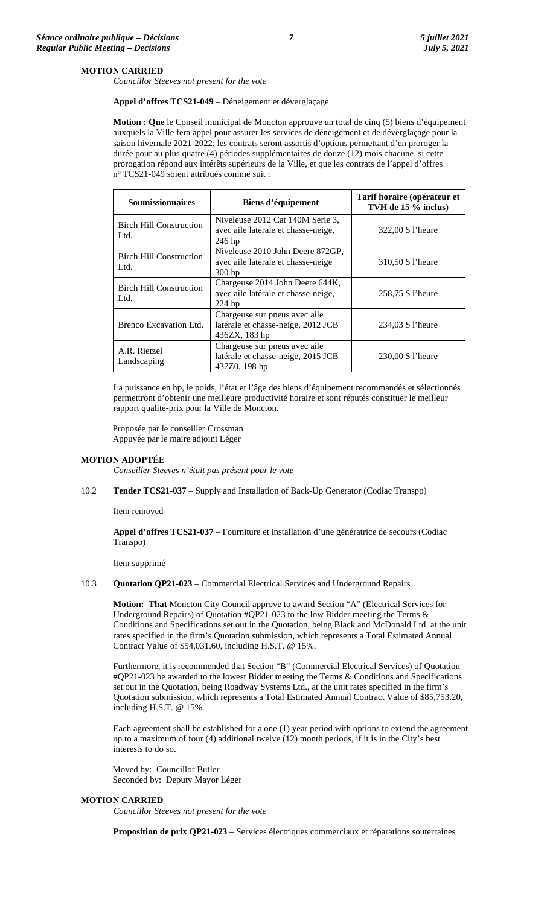**MOTION CARRIED**

*Councillor Steeves not present for the vote*

**Appel d'offres TCS21-049** – Déneigement et déverglaçage

**Motion : Que** le Conseil municipal de Moncton approuve un total de cinq (5) biens d'équipement auxquels la Ville fera appel pour assurer les services de déneigement et de déverglaçage pour la saison hivernale 2021-2022; les contrats seront assortis d'options permettant d'en proroger la durée pour au plus quatre (4) périodes supplémentaires de douze (12) mois chacune, si cette prorogation répond aux intérêts supérieurs de la Ville, et que les contrats de l'appel d'offres nº TCS21-049 soient attribués comme suit :

| Soumissionnaires | Biens d'équipement | Tarif horaire (opérateur et TVH de 15 % inclus) |
|---|---|---|
| Birch Hill Construction Ltd. | Niveleuse 2012 Cat 140M Serie 3, avec aile latérale et chasse-neige, 246 hp | 322,00 $ l'heure |
| Birch Hill Construction Ltd. | Niveleuse 2010 John Deere 872GP, avec aile latérale et chasse-neige 300 hp | 310,50 $ l'heure |
| Birch Hill Construction Ltd. | Chargeuse 2014 John Deere 644K, avec aile latérale et chasse-neige, 224 hp | 258,75 $ l'heure |
| Brenco Excavation Ltd. | Chargeuse sur pneus avec aile latérale et chasse-neige, 2012 JCB 436ZX, 183 hp | 234,03 $ l'heure |
| A.R. Rietzel Landscaping | Chargeuse sur pneus avec aile latérale et chasse-neige, 2015 JCB 437Z0, 198 hp | 230,00 $ l'heure |

La puissance en hp, le poids, l'état et l'âge des biens d'équipement recommandés et sélectionnés permettront d'obtenir une meilleure productivité horaire et sont réputés constituer le meilleur rapport qualité-prix pour la Ville de Moncton.

Proposée par le conseiller Crossman
Appuyée par le maire adjoint Léger

**MOTION ADOPTÉE**

*Conseiller Steeves n'était pas présent pour le vote*

10.2 **Tender TCS21-037** – Supply and Installation of Back-Up Generator (Codiac Transpo)

Item removed

**Appel d'offres TCS21-037** – Fourniture et installation d'une génératrice de secours (Codiac Transpo)

Item supprimé

10.3 **Quotation QP21-023** – Commercial Electrical Services and Underground Repairs

**Motion: That** Moncton City Council approve to award Section "A" (Electrical Services for Underground Repairs) of Quotation #QP21-023 to the low Bidder meeting the Terms & Conditions and Specifications set out in the Quotation, being Black and McDonald Ltd. at the unit rates specified in the firm's Quotation submission, which represents a Total Estimated Annual Contract Value of $54,031.60, including H.S.T. @ 15%.

Furthermore, it is recommended that Section "B" (Commercial Electrical Services) of Quotation #QP21-023 be awarded to the lowest Bidder meeting the Terms & Conditions and Specifications set out in the Quotation, being Roadway Systems Ltd., at the unit rates specified in the firm's Quotation submission, which represents a Total Estimated Annual Contract Value of $85,753.20, including H.S.T. @ 15%.

Each agreement shall be established for a one (1) year period with options to extend the agreement up to a maximum of four (4) additional twelve (12) month periods, if it is in the City's best interests to do so.

Moved by: Councillor Butler
Seconded by: Deputy Mayor Léger

**MOTION CARRIED**

*Councillor Steeves not present for the vote*

**Proposition de prix QP21-023** – Services électriques commerciaux et réparations souterraines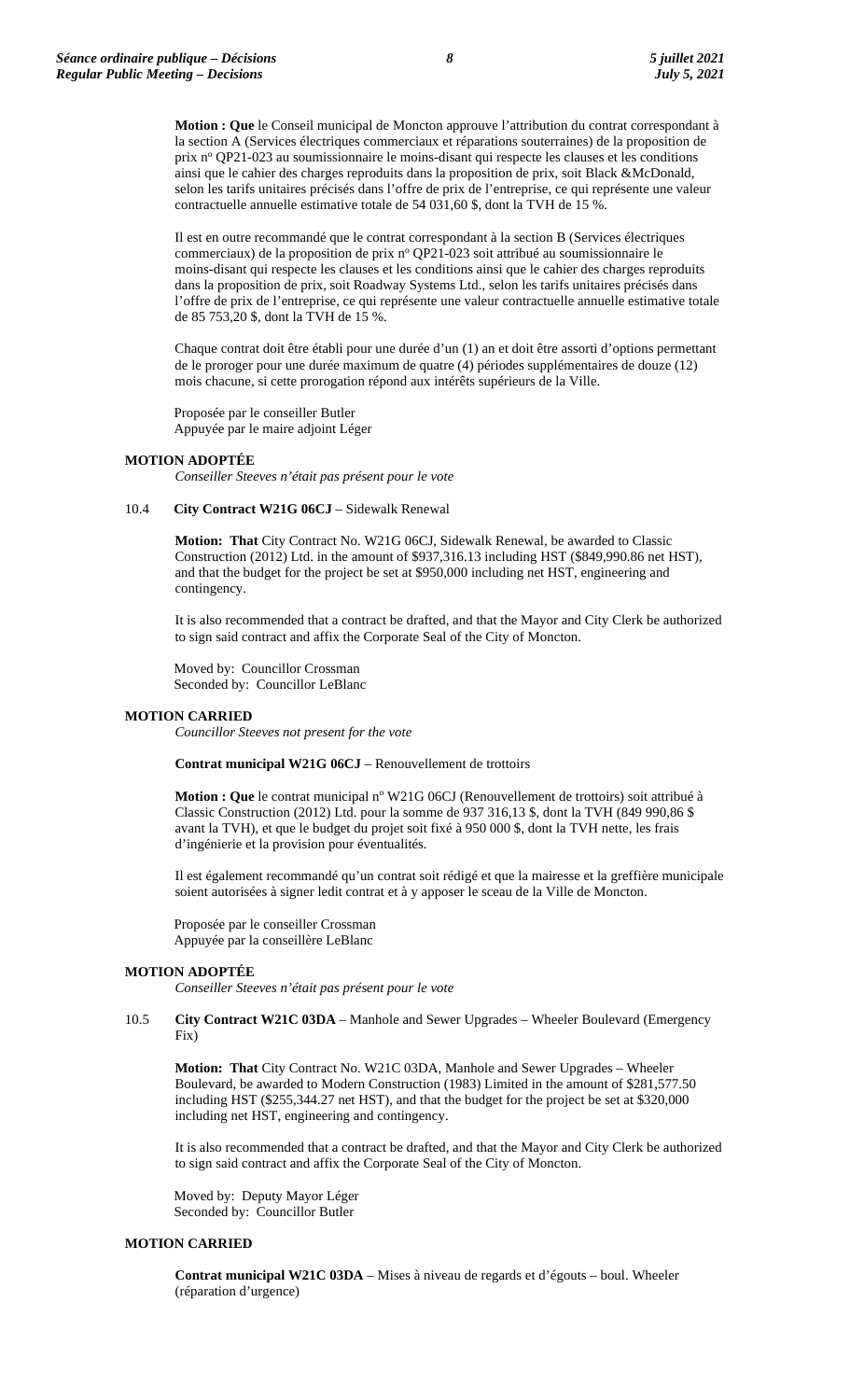**Motion : Que** le Conseil municipal de Moncton approuve l'attribution du contrat correspondant à la section A (Services électriques commerciaux et réparations souterraines) de la proposition de prix nº QP21-023 au soumissionnaire le moins-disant qui respecte les clauses et les conditions ainsi que le cahier des charges reproduits dans la proposition de prix, soit Black &McDonald, selon les tarifs unitaires précisés dans l'offre de prix de l'entreprise, ce qui représente une valeur contractuelle annuelle estimative totale de 54 031,60 $, dont la TVH de 15 %.

Il est en outre recommandé que le contrat correspondant à la section B (Services électriques commerciaux) de la proposition de prix nº QP21-023 soit attribué au soumissionnaire le moins-disant qui respecte les clauses et les conditions ainsi que le cahier des charges reproduits dans la proposition de prix, soit Roadway Systems Ltd., selon les tarifs unitaires précisés dans l'offre de prix de l'entreprise, ce qui représente une valeur contractuelle annuelle estimative totale de 85 753,20 $, dont la TVH de 15 %.

Chaque contrat doit être établi pour une durée d'un (1) an et doit être assorti d'options permettant de le proroger pour une durée maximum de quatre (4) périodes supplémentaires de douze (12) mois chacune, si cette prorogation répond aux intérêts supérieurs de la Ville.

Proposée par le conseiller Butler
Appuyée par le maire adjoint Léger

**MOTION ADOPTÉE**

*Conseiller Steeves n'était pas présent pour le vote*

10.4 **City Contract W21G 06CJ** – Sidewalk Renewal

**Motion: That** City Contract No. W21G 06CJ, Sidewalk Renewal, be awarded to Classic Construction (2012) Ltd. in the amount of $937,316.13 including HST ($849,990.86 net HST), and that the budget for the project be set at $950,000 including net HST, engineering and contingency.

It is also recommended that a contract be drafted, and that the Mayor and City Clerk be authorized to sign said contract and affix the Corporate Seal of the City of Moncton.

Moved by: Councillor Crossman
Seconded by: Councillor LeBlanc

**MOTION CARRIED**

*Councillor Steeves not present for the vote*

**Contrat municipal W21G 06CJ** – Renouvellement de trottoirs

**Motion : Que** le contrat municipal nº W21G 06CJ (Renouvellement de trottoirs) soit attribué à Classic Construction (2012) Ltd. pour la somme de 937 316,13 $, dont la TVH (849 990,86 $ avant la TVH), et que le budget du projet soit fixé à 950 000 $, dont la TVH nette, les frais d'ingénierie et la provision pour éventualités.

Il est également recommandé qu'un contrat soit rédigé et que la mairesse et la greffière municipale soient autorisées à signer ledit contrat et à y apposer le sceau de la Ville de Moncton.

Proposée par le conseiller Crossman
Appuyée par la conseillère LeBlanc

**MOTION ADOPTÉE**

*Conseiller Steeves n'était pas présent pour le vote*

10.5 **City Contract W21C 03DA** – Manhole and Sewer Upgrades – Wheeler Boulevard (Emergency Fix)

**Motion: That** City Contract No. W21C 03DA, Manhole and Sewer Upgrades – Wheeler Boulevard, be awarded to Modern Construction (1983) Limited in the amount of $281,577.50 including HST ($255,344.27 net HST), and that the budget for the project be set at $320,000 including net HST, engineering and contingency.

It is also recommended that a contract be drafted, and that the Mayor and City Clerk be authorized to sign said contract and affix the Corporate Seal of the City of Moncton.

Moved by: Deputy Mayor Léger
Seconded by: Councillor Butler

**MOTION CARRIED**

**Contrat municipal W21C 03DA** – Mises à niveau de regards et d'égouts – boul. Wheeler (réparation d'urgence)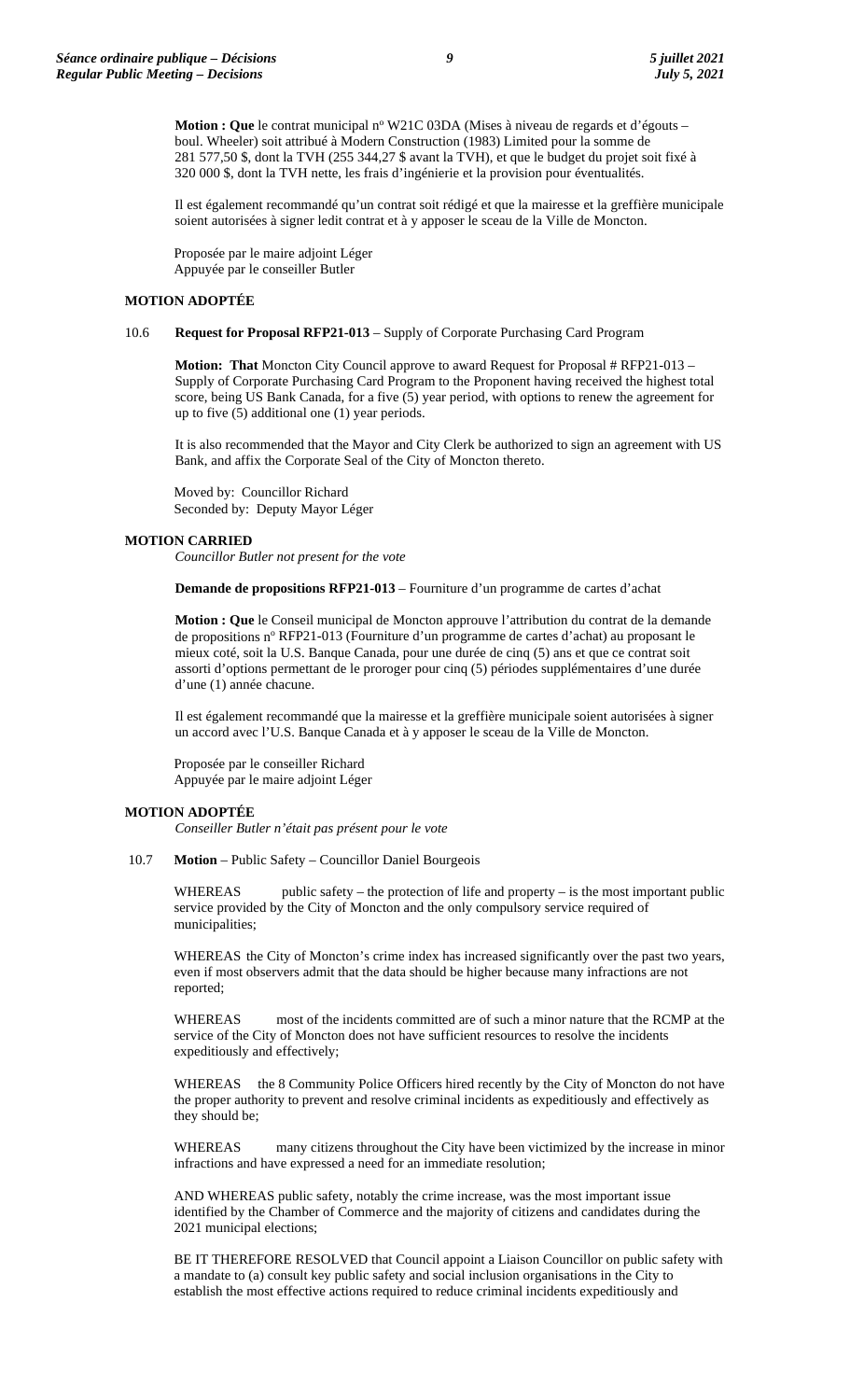**Motion : Que** le contrat municipal nº W21C 03DA (Mises à niveau de regards et d'égouts – boul. Wheeler) soit attribué à Modern Construction (1983) Limited pour la somme de 281 577,50 $, dont la TVH (255 344,27 $ avant la TVH), et que le budget du projet soit fixé à 320 000 $, dont la TVH nette, les frais d'ingénierie et la provision pour éventualités.

Il est également recommandé qu'un contrat soit rédigé et que la mairesse et la greffière municipale soient autorisées à signer ledit contrat et à y apposer le sceau de la Ville de Moncton.

Proposée par le maire adjoint Léger
Appuyée par le conseiller Butler

**MOTION ADOPTÉE**

10.6 **Request for Proposal RFP21-013** – Supply of Corporate Purchasing Card Program

**Motion: That** Moncton City Council approve to award Request for Proposal # RFP21-013 – Supply of Corporate Purchasing Card Program to the Proponent having received the highest total score, being US Bank Canada, for a five (5) year period, with options to renew the agreement for up to five (5) additional one (1) year periods.

It is also recommended that the Mayor and City Clerk be authorized to sign an agreement with US Bank, and affix the Corporate Seal of the City of Moncton thereto.

Moved by: Councillor Richard
Seconded by: Deputy Mayor Léger

**MOTION CARRIED**
*Councillor Butler not present for the vote*

**Demande de propositions RFP21-013** – Fourniture d'un programme de cartes d'achat

**Motion : Que** le Conseil municipal de Moncton approuve l'attribution du contrat de la demande de propositions nº RFP21-013 (Fourniture d'un programme de cartes d'achat) au proposant le mieux coté, soit la U.S. Banque Canada, pour une durée de cinq (5) ans et que ce contrat soit assorti d'options permettant de le proroger pour cinq (5) périodes supplémentaires d'une durée d'une (1) année chacune.

Il est également recommandé que la mairesse et la greffière municipale soient autorisées à signer un accord avec l'U.S. Banque Canada et à y apposer le sceau de la Ville de Moncton.

Proposée par le conseiller Richard
Appuyée par le maire adjoint Léger

**MOTION ADOPTÉE**
*Conseiller Butler n'était pas présent pour le vote*

10.7 **Motion** – Public Safety – Councillor Daniel Bourgeois

WHEREAS public safety – the protection of life and property – is the most important public service provided by the City of Moncton and the only compulsory service required of municipalities;

WHEREAS the City of Moncton's crime index has increased significantly over the past two years, even if most observers admit that the data should be higher because many infractions are not reported;

WHEREAS most of the incidents committed are of such a minor nature that the RCMP at the service of the City of Moncton does not have sufficient resources to resolve the incidents expeditiously and effectively;

WHEREAS the 8 Community Police Officers hired recently by the City of Moncton do not have the proper authority to prevent and resolve criminal incidents as expeditiously and effectively as they should be;

WHEREAS many citizens throughout the City have been victimized by the increase in minor infractions and have expressed a need for an immediate resolution;

AND WHEREAS public safety, notably the crime increase, was the most important issue identified by the Chamber of Commerce and the majority of citizens and candidates during the 2021 municipal elections;

BE IT THEREFORE RESOLVED that Council appoint a Liaison Councillor on public safety with a mandate to (a) consult key public safety and social inclusion organisations in the City to establish the most effective actions required to reduce criminal incidents expeditiously and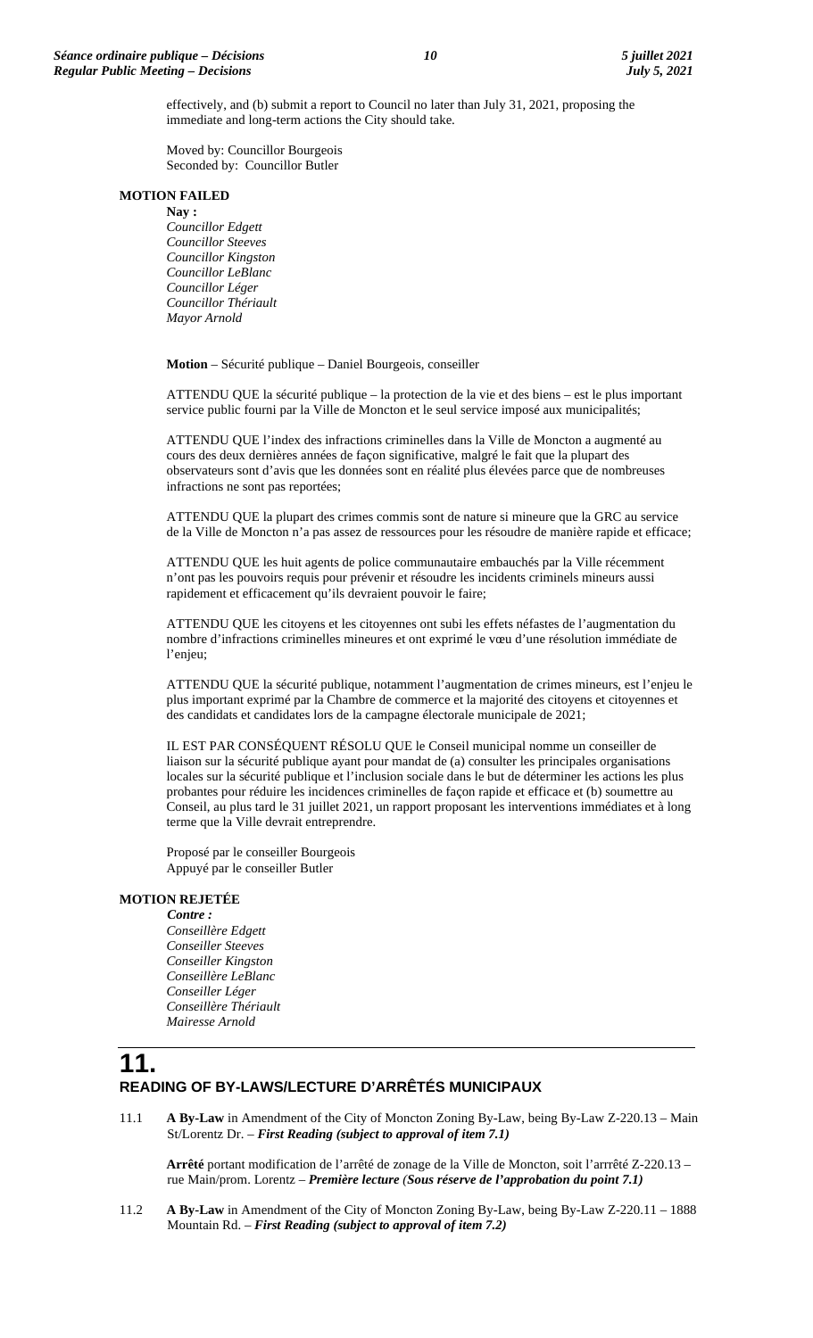effectively, and (b) submit a report to Council no later than July 31, 2021, proposing the immediate and long-term actions the City should take.

Moved by: Councillor Bourgeois
Seconded by: Councillor Butler

**MOTION FAILED**

**Nay :**
*Councillor Edgett*
*Councillor Steeves*
*Councillor Kingston*
*Councillor LeBlanc*
*Councillor Léger*
*Councillor Thériault*
*Mayor Arnold*

**Motion** – Sécurité publique – Daniel Bourgeois, conseiller

ATTENDU QUE la sécurité publique – la protection de la vie et des biens – est le plus important service public fourni par la Ville de Moncton et le seul service imposé aux municipalités;

ATTENDU QUE l'index des infractions criminelles dans la Ville de Moncton a augmenté au cours des deux dernières années de façon significative, malgré le fait que la plupart des observateurs sont d'avis que les données sont en réalité plus élevées parce que de nombreuses infractions ne sont pas reportées;

ATTENDU QUE la plupart des crimes commis sont de nature si mineure que la GRC au service de la Ville de Moncton n'a pas assez de ressources pour les résoudre de manière rapide et efficace;

ATTENDU QUE les huit agents de police communautaire embauchés par la Ville récemment n'ont pas les pouvoirs requis pour prévenir et résoudre les incidents criminels mineurs aussi rapidement et efficacement qu'ils devraient pouvoir le faire;

ATTENDU QUE les citoyens et les citoyennes ont subi les effets néfastes de l'augmentation du nombre d'infractions criminelles mineures et ont exprimé le vœu d'une résolution immédiate de l'enjeu;

ATTENDU QUE la sécurité publique, notamment l'augmentation de crimes mineurs, est l'enjeu le plus important exprimé par la Chambre de commerce et la majorité des citoyens et citoyennes et des candidats et candidates lors de la campagne électorale municipale de 2021;

IL EST PAR CONSÉQUENT RÉSOLU QUE le Conseil municipal nomme un conseiller de liaison sur la sécurité publique ayant pour mandat de (a) consulter les principales organisations locales sur la sécurité publique et l'inclusion sociale dans le but de déterminer les actions les plus probantes pour réduire les incidences criminelles de façon rapide et efficace et (b) soumettre au Conseil, au plus tard le 31 juillet 2021, un rapport proposant les interventions immédiates et à long terme que la Ville devrait entreprendre.

Proposé par le conseiller Bourgeois
Appuyé par le conseiller Butler

**MOTION REJETÉE**

***Contre :***
*Conseillère Edgett*
*Conseiller Steeves*
*Conseiller Kingston*
*Conseillère LeBlanc*
*Conseiller Léger*
*Conseillère Thériault*
*Mairesse Arnold*

# 11.
## READING OF BY-LAWS/LECTURE D'ARRÊTÉS MUNICIPAUX

11.1 **A By-Law** in Amendment of the City of Moncton Zoning By-Law, being By-Law Z-220.13 – Main St/Lorentz Dr. – ***First Reading (subject to approval of item 7.1)***

**Arrêté** portant modification de l'arrêté de zonage de la Ville de Moncton, soit l'arrrêté Z-220.13 – rue Main/prom. Lorentz – ***Première lecture (Sous réserve de l'approbation du point 7.1)***

11.2 **A By-Law** in Amendment of the City of Moncton Zoning By-Law, being By-Law Z-220.11 – 1888 Mountain Rd. – ***First Reading (subject to approval of item 7.2)***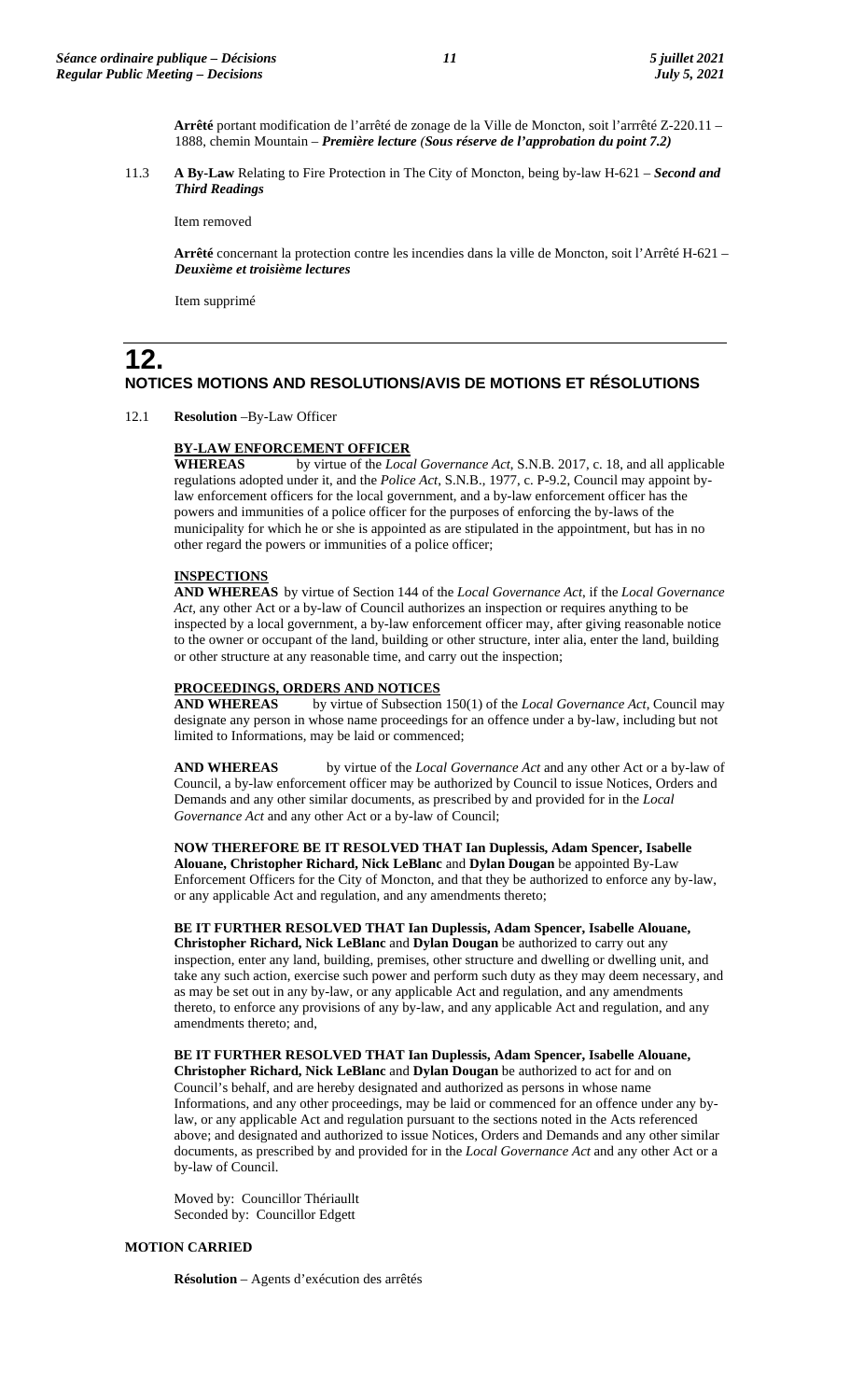**Arrêté** portant modification de l'arrêté de zonage de la Ville de Moncton, soit l'arrrêté Z-220.11 – 1888, chemin Mountain – ***Première lecture (Sous réserve de l'approbation du point 7.2)***

11.3 **A By-Law** Relating to Fire Protection in The City of Moncton, being by-law H-621 – ***Second and Third Readings***

Item removed

**Arrêté** concernant la protection contre les incendies dans la ville de Moncton, soit l'Arrêté H-621 – ***Deuxième et troisième lectures***

Item supprimé

# 12. NOTICES MOTIONS AND RESOLUTIONS/AVIS DE MOTIONS ET RÉSOLUTIONS

12.1 **Resolution** –By-Law Officer

**BY-LAW ENFORCEMENT OFFICER**

**WHEREAS** by virtue of the *Local Governance Act*, S.N.B. 2017, c. 18, and all applicable regulations adopted under it, and the *Police Act*, S.N.B., 1977, c. P-9.2, Council may appoint by-law enforcement officers for the local government, and a by-law enforcement officer has the powers and immunities of a police officer for the purposes of enforcing the by-laws of the municipality for which he or she is appointed as are stipulated in the appointment, but has in no other regard the powers or immunities of a police officer;

**INSPECTIONS**

**AND WHEREAS** by virtue of Section 144 of the *Local Governance Act*, if the *Local Governance Act*, any other Act or a by-law of Council authorizes an inspection or requires anything to be inspected by a local government, a by-law enforcement officer may, after giving reasonable notice to the owner or occupant of the land, building or other structure, inter alia, enter the land, building or other structure at any reasonable time, and carry out the inspection;

**PROCEEDINGS, ORDERS AND NOTICES**

**AND WHEREAS** by virtue of Subsection 150(1) of the *Local Governance Act*, Council may designate any person in whose name proceedings for an offence under a by-law, including but not limited to Informations, may be laid or commenced;

**AND WHEREAS** by virtue of the *Local Governance Act* and any other Act or a by-law of Council, a by-law enforcement officer may be authorized by Council to issue Notices, Orders and Demands and any other similar documents, as prescribed by and provided for in the *Local Governance Act* and any other Act or a by-law of Council;

**NOW THEREFORE BE IT RESOLVED THAT Ian Duplessis, Adam Spencer, Isabelle Alouane, Christopher Richard, Nick LeBlanc** and **Dylan Dougan** be appointed By-Law Enforcement Officers for the City of Moncton, and that they be authorized to enforce any by-law, or any applicable Act and regulation, and any amendments thereto;

**BE IT FURTHER RESOLVED THAT Ian Duplessis, Adam Spencer, Isabelle Alouane, Christopher Richard, Nick LeBlanc** and **Dylan Dougan** be authorized to carry out any inspection, enter any land, building, premises, other structure and dwelling or dwelling unit, and take any such action, exercise such power and perform such duty as they may deem necessary, and as may be set out in any by-law, or any applicable Act and regulation, and any amendments thereto, to enforce any provisions of any by-law, and any applicable Act and regulation, and any amendments thereto; and,

**BE IT FURTHER RESOLVED THAT Ian Duplessis, Adam Spencer, Isabelle Alouane, Christopher Richard, Nick LeBlanc** and **Dylan Dougan** be authorized to act for and on Council's behalf, and are hereby designated and authorized as persons in whose name Informations, and any other proceedings, may be laid or commenced for an offence under any by-law, or any applicable Act and regulation pursuant to the sections noted in the Acts referenced above; and designated and authorized to issue Notices, Orders and Demands and any other similar documents, as prescribed by and provided for in the *Local Governance Act* and any other Act or a by-law of Council.

Moved by: Councillor Thériaullt
Seconded by: Councillor Edgett

**MOTION CARRIED**

**Résolution** – Agents d'exécution des arrêtés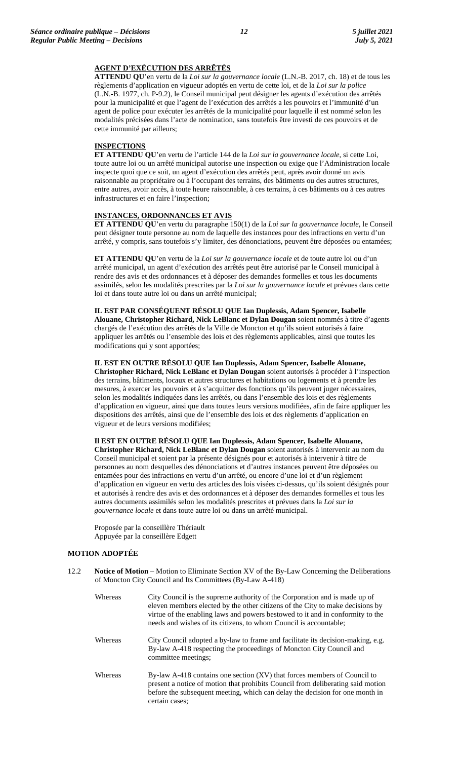**AGENT D'EXÉCUTION DES ARRÊTÉS**

**ATTENDU QU**'en vertu de la *Loi sur la gouvernance locale* (L.N.-B. 2017, ch. 18) et de tous les règlements d'application en vigueur adoptés en vertu de cette loi, et de la *Loi sur la police* (L.N.-B. 1977, ch. P-9.2), le Conseil municipal peut désigner les agents d'exécution des arrêtés pour la municipalité et que l'agent de l'exécution des arrêtés a les pouvoirs et l'immunité d'un agent de police pour exécuter les arrêtés de la municipalité pour laquelle il est nommé selon les modalités précisées dans l'acte de nomination, sans toutefois être investi de ces pouvoirs et de cette immunité par ailleurs;

**INSPECTIONS**

**ET ATTENDU QU**'en vertu de l'article 144 de la *Loi sur la gouvernance locale*, si cette Loi, toute autre loi ou un arrêté municipal autorise une inspection ou exige que l'Administration locale inspecte quoi que ce soit, un agent d'exécution des arrêtés peut, après avoir donné un avis raisonnable au propriétaire ou à l'occupant des terrains, des bâtiments ou des autres structures, entre autres, avoir accès, à toute heure raisonnable, à ces terrains, à ces bâtiments ou à ces autres infrastructures et en faire l'inspection;

**INSTANCES, ORDONNANCES ET AVIS**

**ET ATTENDU QU**'en vertu du paragraphe 150(1) de la *Loi sur la gouvernance locale*, le Conseil peut désigner toute personne au nom de laquelle des instances pour des infractions en vertu d'un arrêté, y compris, sans toutefois s'y limiter, des dénonciations, peuvent être déposées ou entamées;

**ET ATTENDU QU**'en vertu de la *Loi sur la gouvernance locale* et de toute autre loi ou d'un arrêté municipal, un agent d'exécution des arrêtés peut être autorisé par le Conseil municipal à rendre des avis et des ordonnances et à déposer des demandes formelles et tous les documents assimilés, selon les modalités prescrites par la *Loi sur la gouvernance locale* et prévues dans cette loi et dans toute autre loi ou dans un arrêté municipal;

**IL EST PAR CONSÉQUENT RÉSOLU QUE Ian Duplessis, Adam Spencer, Isabelle Alouane, Christopher Richard, Nick LeBlanc et Dylan Dougan** soient nommés à titre d'agents chargés de l'exécution des arrêtés de la Ville de Moncton et qu'ils soient autorisés à faire appliquer les arrêtés ou l'ensemble des lois et des règlements applicables, ainsi que toutes les modifications qui y sont apportées;

**IL EST EN OUTRE RÉSOLU QUE Ian Duplessis, Adam Spencer, Isabelle Alouane, Christopher Richard, Nick LeBlanc et Dylan Dougan** soient autorisés à procéder à l'inspection des terrains, bâtiments, locaux et autres structures et habitations ou logements et à prendre les mesures, à exercer les pouvoirs et à s'acquitter des fonctions qu'ils peuvent juger nécessaires, selon les modalités indiquées dans les arrêtés, ou dans l'ensemble des lois et des règlements d'application en vigueur, ainsi que dans toutes leurs versions modifiées, afin de faire appliquer les dispositions des arrêtés, ainsi que de l'ensemble des lois et des règlements d'application en vigueur et de leurs versions modifiées;

**Il EST EN OUTRE RÉSOLU QUE Ian Duplessis, Adam Spencer, Isabelle Alouane, Christopher Richard, Nick LeBlanc et Dylan Dougan** soient autorisés à intervenir au nom du Conseil municipal et soient par la présente désignés pour et autorisés à intervenir à titre de personnes au nom desquelles des dénonciations et d'autres instances peuvent être déposées ou entamées pour des infractions en vertu d'un arrêté, ou encore d'une loi et d'un règlement d'application en vigueur en vertu des articles des lois visées ci-dessus, qu'ils soient désignés pour et autorisés à rendre des avis et des ordonnances et à déposer des demandes formelles et tous les autres documents assimilés selon les modalités prescrites et prévues dans la *Loi sur la gouvernance locale* et dans toute autre loi ou dans un arrêté municipal.

Proposée par la conseillère Thériault
Appuyée par la conseillère Edgett

**MOTION ADOPTÉE**

12.2 **Notice of Motion** – Motion to Eliminate Section XV of the By-Law Concerning the Deliberations of Moncton City Council and Its Committees (By-Law A-418)

Whereas City Council is the supreme authority of the Corporation and is made up of eleven members elected by the other citizens of the City to make decisions by virtue of the enabling laws and powers bestowed to it and in conformity to the needs and wishes of its citizens, to whom Council is accountable;

Whereas City Council adopted a by-law to frame and facilitate its decision-making, e.g. By-law A-418 respecting the proceedings of Moncton City Council and committee meetings;

Whereas By-law A-418 contains one section (XV) that forces members of Council to present a notice of motion that prohibits Council from deliberating said motion before the subsequent meeting, which can delay the decision for one month in certain cases;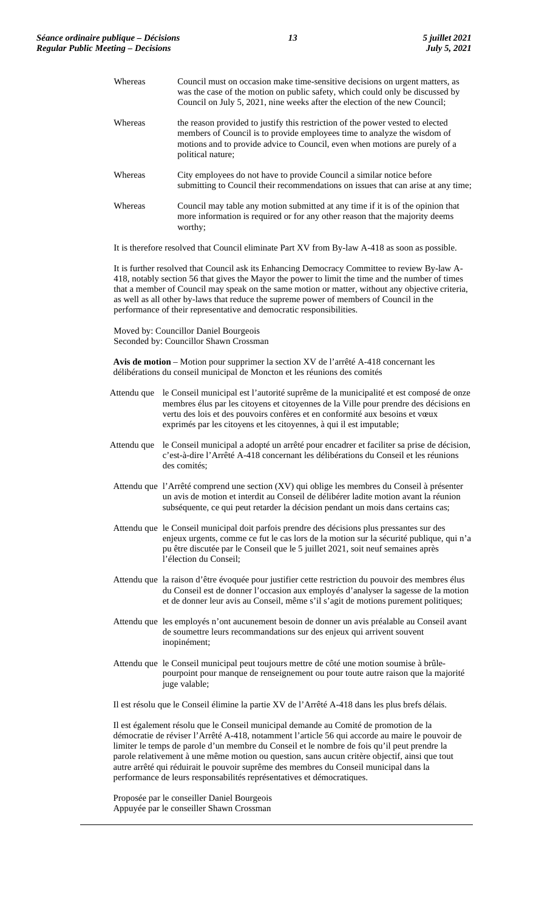| | |
|---|---|
| Whereas | Council must on occasion make time-sensitive decisions on urgent matters, as was the case of the motion on public safety, which could only be discussed by Council on July 5, 2021, nine weeks after the election of the new Council; |
| Whereas | the reason provided to justify this restriction of the power vested to elected members of Council is to provide employees time to analyze the wisdom of motions and to provide advice to Council, even when motions are purely of a political nature; |
| Whereas | City employees do not have to provide Council a similar notice before submitting to Council their recommendations on issues that can arise at any time; |
| Whereas | Council may table any motion submitted at any time if it is of the opinion that more information is required or for any other reason that the majority deems worthy; |

It is therefore resolved that Council eliminate Part XV from By-law A-418 as soon as possible.

It is further resolved that Council ask its Enhancing Democracy Committee to review By-law A-418, notably section 56 that gives the Mayor the power to limit the time and the number of times that a member of Council may speak on the same motion or matter, without any objective criteria, as well as all other by-laws that reduce the supreme power of members of Council in the performance of their representative and democratic responsibilities.

Moved by: Councillor Daniel Bourgeois
Seconded by: Councillor Shawn Crossman

**Avis de motion** – Motion pour supprimer la section XV de l'arrêté A-418 concernant les délibérations du conseil municipal de Moncton et les réunions des comités

| | |
|---|---|
| Attendu que | le Conseil municipal est l'autorité suprême de la municipalité et est composé de onze membres élus par les citoyens et citoyennes de la Ville pour prendre des décisions en vertu des lois et des pouvoirs confères et en conformité aux besoins et vœux exprimés par les citoyens et les citoyennes, à qui il est imputable; |
| Attendu que | le Conseil municipal a adopté un arrêté pour encadrer et faciliter sa prise de décision, c'est-à-dire l'Arrêté A-418 concernant les délibérations du Conseil et les réunions des comités; |
| Attendu que | l'Arrêté comprend une section (XV) qui oblige les membres du Conseil à présenter un avis de motion et interdit au Conseil de délibérer ladite motion avant la réunion subséquente, ce qui peut retarder la décision pendant un mois dans certains cas; |
| Attendu que | le Conseil municipal doit parfois prendre des décisions plus pressantes sur des enjeux urgents, comme ce fut le cas lors de la motion sur la sécurité publique, qui n'a pu être discutée par le Conseil que le 5 juillet 2021, soit neuf semaines après l'élection du Conseil; |
| Attendu que | la raison d'être évoquée pour justifier cette restriction du pouvoir des membres élus du Conseil est de donner l'occasion aux employés d'analyser la sagesse de la motion et de donner leur avis au Conseil, même s'il s'agit de motions purement politiques; |
| Attendu que | les employés n'ont aucunement besoin de donner un avis préalable au Conseil avant de soumettre leurs recommandations sur des enjeux qui arrivent souvent inopinément; |
| Attendu que | le Conseil municipal peut toujours mettre de côté une motion soumise à brûle-pourpoint pour manque de renseignement ou pour toute autre raison que la majorité juge valable; |

Il est résolu que le Conseil élimine la partie XV de l'Arrêté A-418 dans les plus brefs délais.

Il est également résolu que le Conseil municipal demande au Comité de promotion de la démocratie de réviser l'Arrêté A-418, notamment l'article 56 qui accorde au maire le pouvoir de limiter le temps de parole d'un membre du Conseil et le nombre de fois qu'il peut prendre la parole relativement à une même motion ou question, sans aucun critère objectif, ainsi que tout autre arrêté qui réduirait le pouvoir suprême des membres du Conseil municipal dans la performance de leurs responsabilités représentatives et démocratiques.

Proposée par le conseiller Daniel Bourgeois
Appuyée par le conseiller Shawn Crossman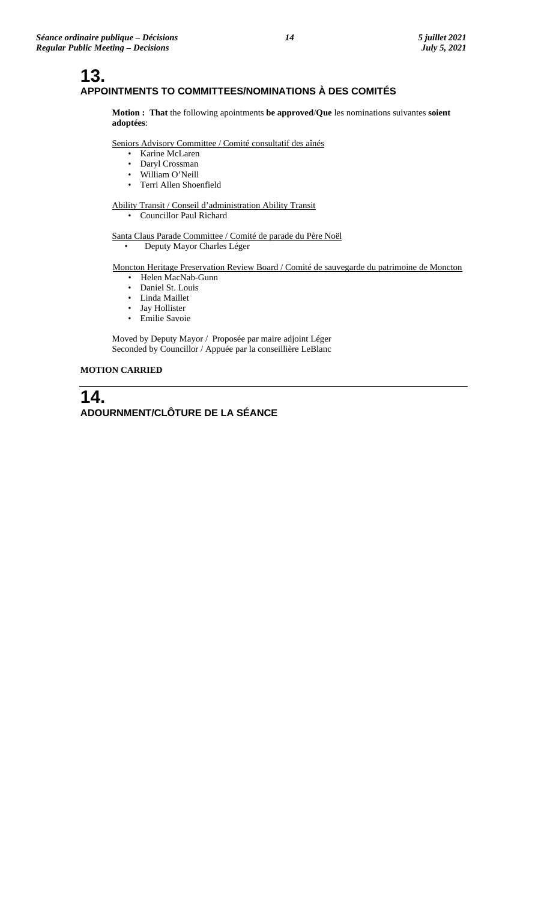# 13.

## APPOINTMENTS TO COMMITTEES/NOMINATIONS À DES COMITÉS

**Motion : That** the following apointments **be approved**/**Que** les nominations suivantes **soient adoptées**:

Seniors Advisory Committee / Comité consultatif des aînés

- Karine McLaren
- Daryl Crossman
- William O'Neill
- Terri Allen Shoenfield

Ability Transit / Conseil d'administration Ability Transit

- Councillor Paul Richard

Santa Claus Parade Committee / Comité de parade du Père Noël

- Deputy Mayor Charles Léger

Moncton Heritage Preservation Review Board / Comité de sauvegarde du patrimoine de Moncton

- Helen MacNab-Gunn
- Daniel St. Louis
- Linda Maillet
- Jay Hollister
- Emilie Savoie

Moved by Deputy Mayor / Proposée par maire adjoint Léger
Seconded by Councillor / Appuée par la conseillière LeBlanc

**MOTION CARRIED**

# 14.

## ADOURNMENT/CLÔTURE DE LA SÉANCE